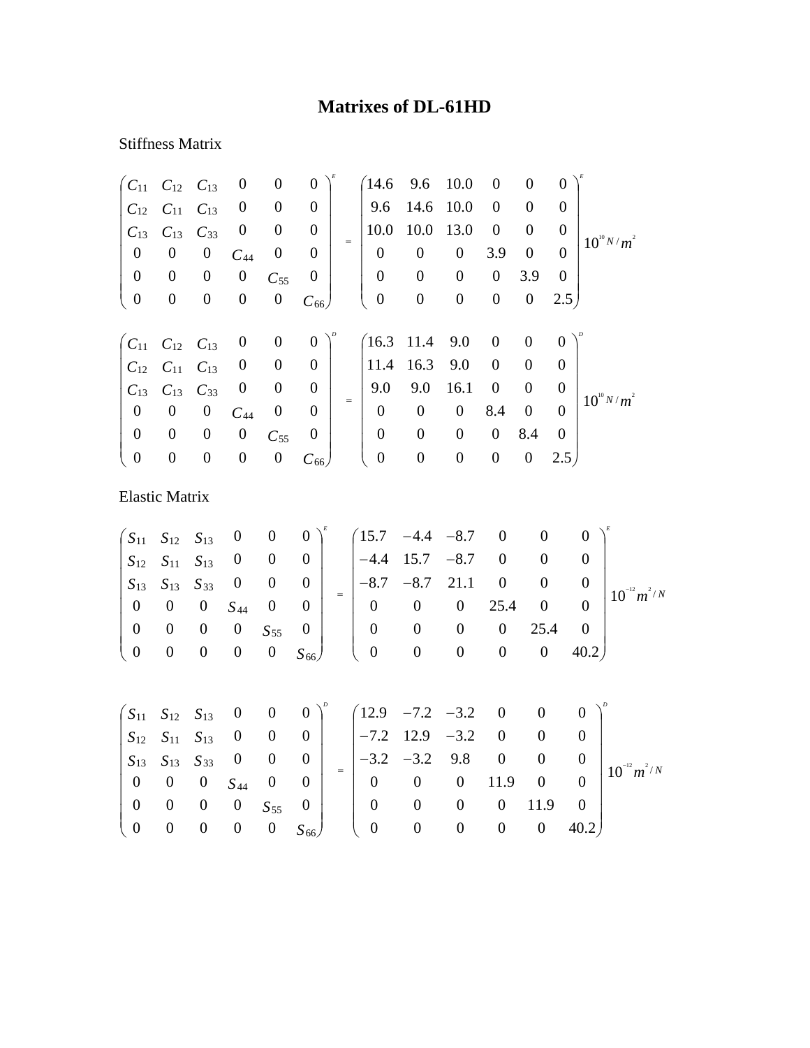# Matrixes of DL-61HD

Stiffness Matrix

$$
\begin{pmatrix}
C_{11} & C_{12} & C_{13} & 0 & 0 & 0 \\
C_{12} & C_{11} & C_{13} & 0 & 0 & 0 \\
C_{13} & C_{13} & C_{33} & 0 & 0 & 0 \\
0 & 0 & 0 & C_{44} & 0 & 0 \\
0 & 0 & 0 & 0 & C_{55} & 0 \\
0 & 0 & 0 & 0 & 0 & C_{66}
\end{pmatrix}^{E}
=
\begin{pmatrix}
14.6 & 9.6 & 10.0 & 0 & 0 & 0 \\
9.6 & 14.6 & 10.0 & 0 & 0 & 0 \\
10.0 & 10.0 & 13.0 & 0 & 0 & 0 \\
0 & 0 & 0 & 3.9 & 0 & 0 \\
0 & 0 & 0 & 0 & 3.9 & 0 \\
0 & 0 & 0 & 0 & 0 & 2.5
\end{pmatrix}^{E}
10^{10} N/m^{2}
$$

$$
\begin{pmatrix}
C_{11} & C_{12} & C_{13} & 0 & 0 & 0 \\
C_{12} & C_{11} & C_{13} & 0 & 0 & 0 \\
C_{13} & C_{13} & C_{33} & 0 & 0 & 0 \\
0 & 0 & 0 & C_{44} & 0 & 0 \\
0 & 0 & 0 & 0 & C_{55} & 0 \\
0 & 0 & 0 & 0 & 0 & C_{66}
\end{pmatrix}^{D}
=
\begin{pmatrix}
16.3 & 11.4 & 9.0 & 0 & 0 & 0 \\
11.4 & 16.3 & 9.0 & 0 & 0 & 0 \\
9.0 & 9.0 & 16.1 & 0 & 0 & 0 \\
0 & 0 & 0 & 8.4 & 0 & 0 \\
0 & 0 & 0 & 0 & 8.4 & 0 \\
0 & 0 & 0 & 0 & 0 & 2.5
\end{pmatrix}^{D}
10^{10} N/m^{2}
$$

Elastic Matrix

$$
\begin{pmatrix}
S_{11} & S_{12} & S_{13} & 0 & 0 & 0 \\
S_{12} & S_{11} & S_{13} & 0 & 0 & 0 \\
S_{13} & S_{13} & S_{33} & 0 & 0 & 0 \\
0 & 0 & 0 & S_{44} & 0 & 0 \\
0 & 0 & 0 & 0 & S_{55} & 0 \\
0 & 0 & 0 & 0 & 0 & S_{66}
\end{pmatrix}^{E}
=
\begin{pmatrix}
15.7 & -4.4 & -8.7 & 0 & 0 & 0 \\
-4.4 & 15.7 & -8.7 & 0 & 0 & 0 \\
-8.7 & -8.7 & 21.1 & 0 & 0 & 0 \\
0 & 0 & 0 & 25.4 & 0 & 0 \\
0 & 0 & 0 & 0 & 25.4 & 0 \\
0 & 0 & 0 & 0 & 0 & 40.2
\end{pmatrix}^{E}
10^{-12} m^{2}/N
$$

$$
\begin{pmatrix}
S_{11} & S_{12} & S_{13} & 0 & 0 & 0 \\
S_{12} & S_{11} & S_{13} & 0 & 0 & 0 \\
S_{13} & S_{13} & S_{33} & 0 & 0 & 0 \\
0 & 0 & 0 & S_{44} & 0 & 0 \\
0 & 0 & 0 & 0 & S_{55} & 0 \\
0 & 0 & 0 & 0 & 0 & S_{66}
\end{pmatrix}^{D}
=
\begin{pmatrix}
12.9 & -7.2 & -3.2 & 0 & 0 & 0 \\
-7.2 & 12.9 & -3.2 & 0 & 0 & 0 \\
-3.2 & -3.2 & 9.8 & 0 & 0 & 0 \\
0 & 0 & 0 & 11.9 & 0 & 0 \\
0 & 0 & 0 & 0 & 11.9 & 0 \\
0 & 0 & 0 & 0 & 0 & 40.2
\end{pmatrix}^{D}
10^{-12} m^{2}/N
$$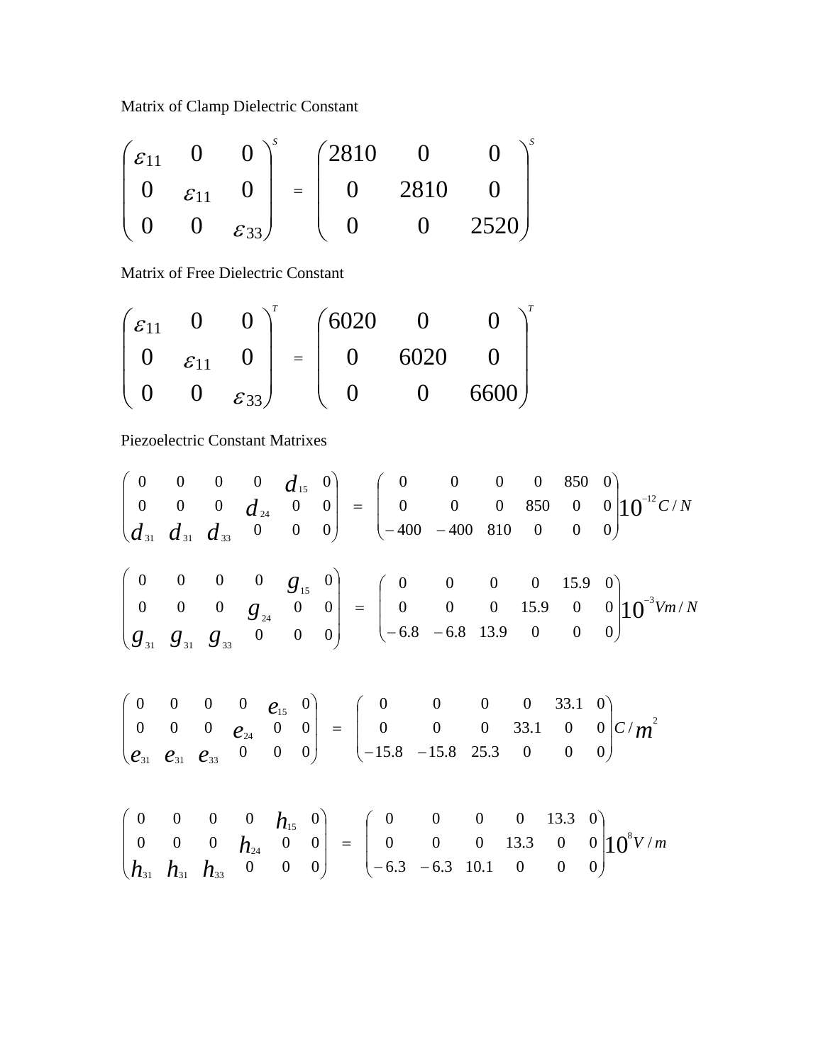Matrix of Clamp Dielectric Constant

$$\begin{pmatrix} \varepsilon_{11} & 0 & 0 \\ 0 & \varepsilon_{11} & 0 \\ 0 & 0 & \varepsilon_{33} \end{pmatrix}^{S} = \begin{pmatrix} 2810 & 0 & 0 \\ 0 & 2810 & 0 \\ 0 & 0 & 2520 \end{pmatrix}^{S}$$

Matrix of Free Dielectric Constant

$$\begin{pmatrix} \varepsilon_{11} & 0 & 0 \\ 0 & \varepsilon_{11} & 0 \\ 0 & 0 & \varepsilon_{33} \end{pmatrix}^{T} = \begin{pmatrix} 6020 & 0 & 0 \\ 0 & 6020 & 0 \\ 0 & 0 & 6600 \end{pmatrix}^{T}$$

Piezoelectric Constant Matrixes

$$\begin{pmatrix} 0 & 0 & 0 & 0 & d_{15} & 0 \\ 0 & 0 & 0 & d_{24} & 0 & 0 \\ d_{31} & d_{31} & d_{33} & 0 & 0 & 0 \end{pmatrix} = \begin{pmatrix} 0 & 0 & 0 & 0 & 850 & 0 \\ 0 & 0 & 0 & 850 & 0 & 0 \\ -400 & -400 & 810 & 0 & 0 & 0 \end{pmatrix} 10^{-12} C/N$$

$$\begin{pmatrix} 0 & 0 & 0 & 0 & g_{15} & 0 \\ 0 & 0 & 0 & g_{24} & 0 & 0 \\ g_{31} & g_{31} & g_{33} & 0 & 0 & 0 \end{pmatrix} = \begin{pmatrix} 0 & 0 & 0 & 0 & 15.9 & 0 \\ 0 & 0 & 0 & 15.9 & 0 & 0 \\ -6.8 & -6.8 & 13.9 & 0 & 0 & 0 \end{pmatrix} 10^{-3} Vm/N$$

$$\begin{pmatrix} 0 & 0 & 0 & 0 & e_{15} & 0 \\ 0 & 0 & 0 & e_{24} & 0 & 0 \\ e_{31} & e_{31} & e_{33} & 0 & 0 & 0 \end{pmatrix} = \begin{pmatrix} 0 & 0 & 0 & 0 & 33.1 & 0 \\ 0 & 0 & 0 & 33.1 & 0 & 0 \\ -15.8 & -15.8 & 25.3 & 0 & 0 & 0 \end{pmatrix} C/m^{2}$$

$$\begin{pmatrix} 0 & 0 & 0 & 0 & h_{15} & 0 \\ 0 & 0 & 0 & h_{24} & 0 & 0 \\ h_{31} & h_{31} & h_{33} & 0 & 0 & 0 \end{pmatrix} = \begin{pmatrix} 0 & 0 & 0 & 0 & 13.3 & 0 \\ 0 & 0 & 0 & 13.3 & 0 & 0 \\ -6.3 & -6.3 & 10.1 & 0 & 0 & 0 \end{pmatrix} 10^{8} V/m$$